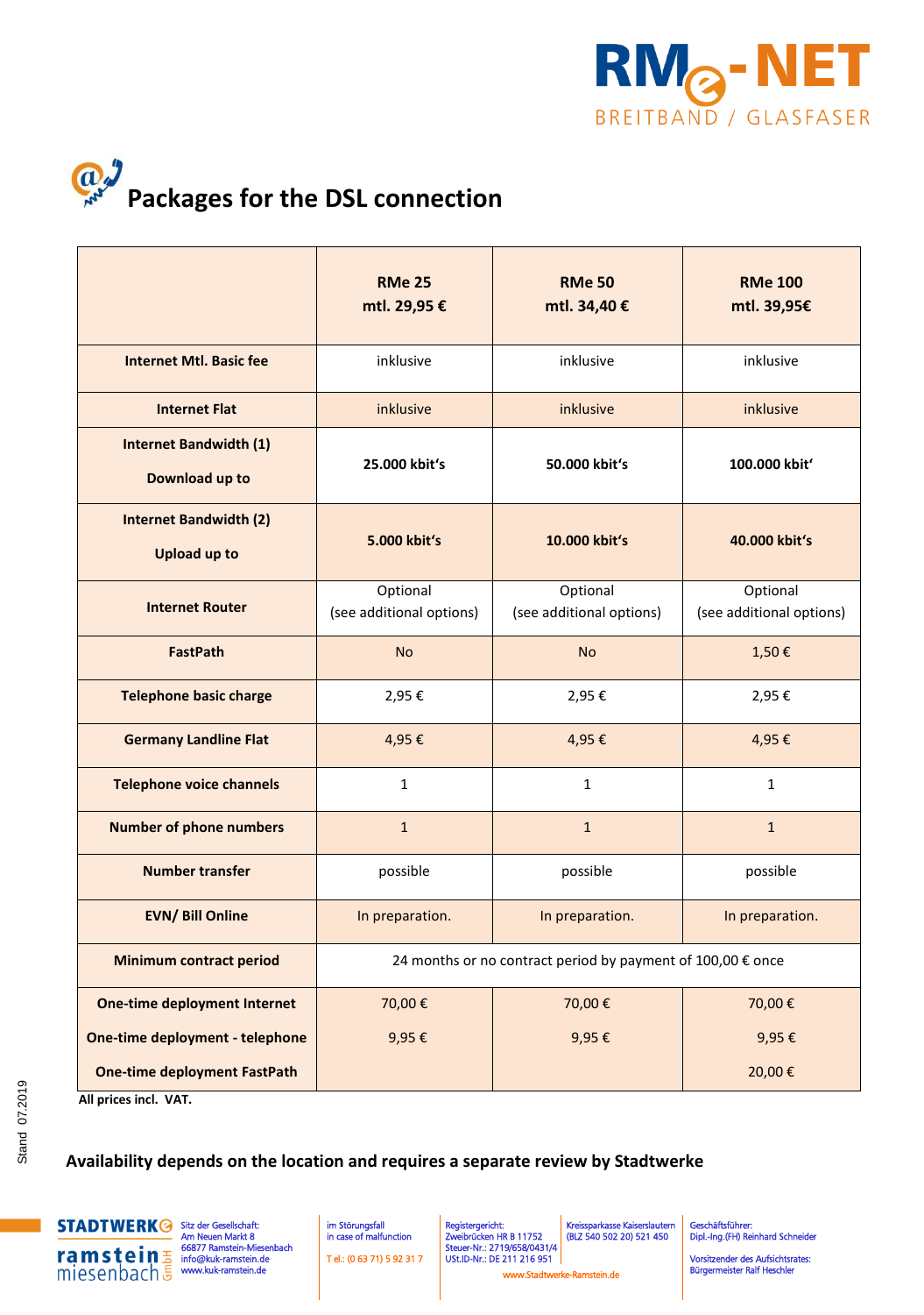# Packages for the DSL connection

| | RMe 25<br>mtl. 29,95 € | RMe 50<br>mtl. 34,40 € | RMe 100<br>mtl. 39,95€ |
|---|---|---|---|
| **Internet Mtl. Basic fee** | inklusive | inklusive | inklusive |
| **Internet Flat** | inklusive | inklusive | inklusive |
| **Internet Bandwidth (1)**<br>**Download up to** | **25.000 kbit's** | **50.000 kbit's** | **100.000 kbit'** |
| **Internet Bandwidth (2)**<br>**Upload up to** | **5.000 kbit's** | **10.000 kbit's** | **40.000 kbit's** |
| **Internet Router** | Optional<br>(see additional options) | Optional<br>(see additional options) | Optional<br>(see additional options) |
| **FastPath** | No | No | 1,50 € |
| **Telephone basic charge** | 2,95 € | 2,95 € | 2,95 € |
| **Germany Landline Flat** | 4,95 € | 4,95 € | 4,95 € |
| **Telephone voice channels** | 1 | 1 | 1 |
| **Number of phone numbers** | 1 | 1 | 1 |
| **Number transfer** | possible | possible | possible |
| **EVN/ Bill Online** | In preparation. | In preparation. | In preparation. |
| **Minimum contract period** | 24 months or no contract period by payment of 100,00 € once | | |
| **One-time deployment Internet**<br>**One-time deployment - telephone**<br>**One-time deployment FastPath** | 70,00 €<br>9,95 € | 70,00 €<br>9,95 € | 70,00 €<br>9,95 €<br>20,00 € |

**All prices incl. VAT.**

**Availability depends on the location and requires a separate review by Stadtwerke**

Stand 07.2019

STADTWERKE ramstein miesenbach GmbH

Sitz der Gesellschaft:
Am Neuen Markt 8
66877 Ramstein-Miesenbach
info@kuk-ramstein.de
www.kuk-ramstein.de

im Störungsfall
in case of malfunction

Tel.: (0 63 71) 5 92 31 7

Registergericht:
Zweibrücken HR B 11752
Steuer-Nr.: 2719/658/0431/4
USt.ID-Nr.: DE 211 216 951

Kreissparkasse Kaiserslautern
(BLZ 540 502 20) 521 450

www.Stadtwerke-Ramstein.de

Geschäftsführer:
Dipl.-Ing.(FH) Reinhard Schneider

Vorsitzender des Aufsichtsrates:
Bürgermeister Ralf Hechler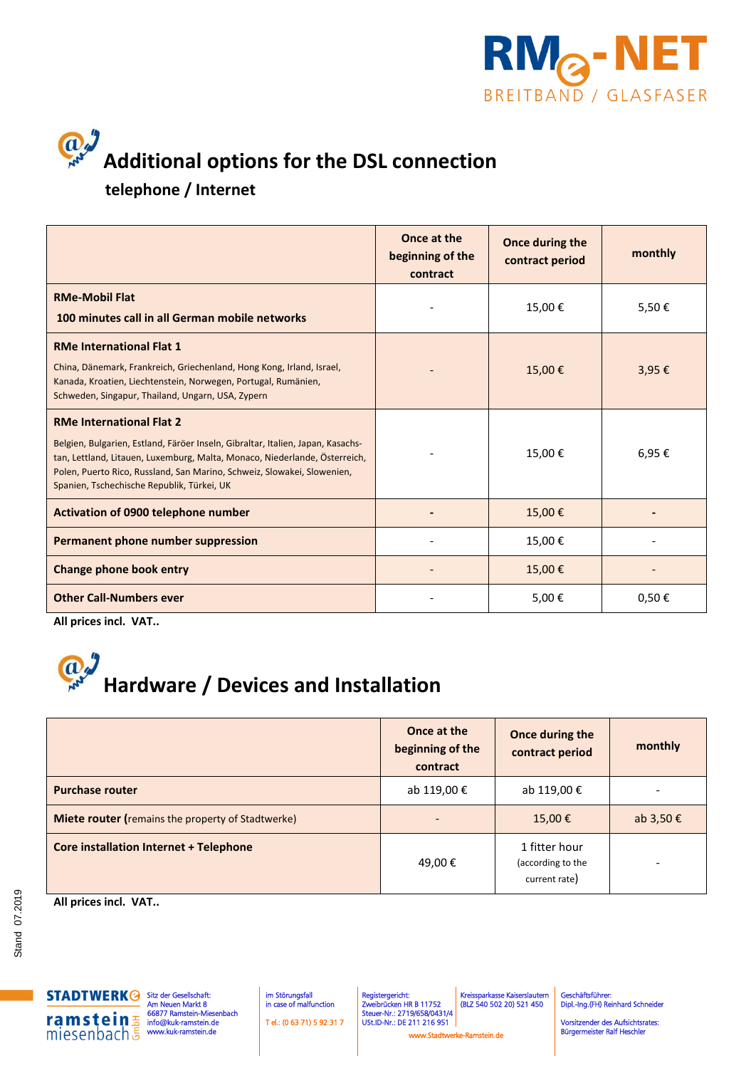RMe-NET
BREITBAND / GLASFASER

# Additional options for the DSL connection

## telephone / Internet

| | Once at the beginning of the contract | Once during the contract period | monthly |
|---|---|---|---|
| **RMe-Mobil Flat**<br>**100 minutes call in all German mobile networks** | - | 15,00 € | 5,50 € |
| **RMe International Flat 1**<br>China, Dänemark, Frankreich, Griechenland, Hong Kong, Irland, Israel, Kanada, Kroatien, Liechtenstein, Norwegen, Portugal, Rumänien, Schweden, Singapur, Thailand, Ungarn, USA, Zypern | - | 15,00 € | 3,95 € |
| **RMe International Flat 2**<br>Belgien, Bulgarien, Estland, Färöer Inseln, Gibraltar, Italien, Japan, Kasachs-tan, Lettland, Litauen, Luxemburg, Malta, Monaco, Niederlande, Österreich, Polen, Puerto Rico, Russland, San Marino, Schweiz, Slowakei, Slowenien, Spanien, Tschechische Republik, Türkei, UK | - | 15,00 € | 6,95 € |
| **Activation of 0900 telephone number** | - | 15,00 € | - |
| **Permanent phone number suppression** | - | 15,00 € | - |
| **Change phone book entry** | - | 15,00 € | - |
| **Other Call-Numbers ever** | - | 5,00 € | 0,50 € |

**All prices incl. VAT..**

# Hardware / Devices and Installation

| | Once at the beginning of the contract | Once during the contract period | monthly |
|---|---|---|---|
| **Purchase router** | ab 119,00 € | ab 119,00 € | - |
| **Miete router (**remains the property of Stadtwerke) | - | 15,00 € | ab 3,50 € |
| **Core installation Internet + Telephone** | 49,00 € | 1 fitter hour (according to the current rate) | - |

**All prices incl. VAT..**

Stand 07.2019

STADTWERKe ramstein miesenbach GmbH

Sitz der Gesellschaft:
Am Neuen Markt 8
66877 Ramstein-Miesenbach
info@kuk-ramstein.de
www.kuk-ramstein.de

im Störungsfall
in case of malfunction
Tel.: (0 63 71) 5 92 31 7

Registergericht:
Zweibrücken HR B 11752
Steuer-Nr.: 2719/658/0431/4
USt.ID-Nr.: DE 211 216 951

Kreissparkasse Kaiserslautern
(BLZ 540 502 20) 521 450

www.Stadtwerke-Ramstein.de

Geschäftsführer:
Dipl.-Ing.(FH) Reinhard Schneider

Vorsitzender des Aufsichtsrates:
Bürgermeister Ralf Hechler